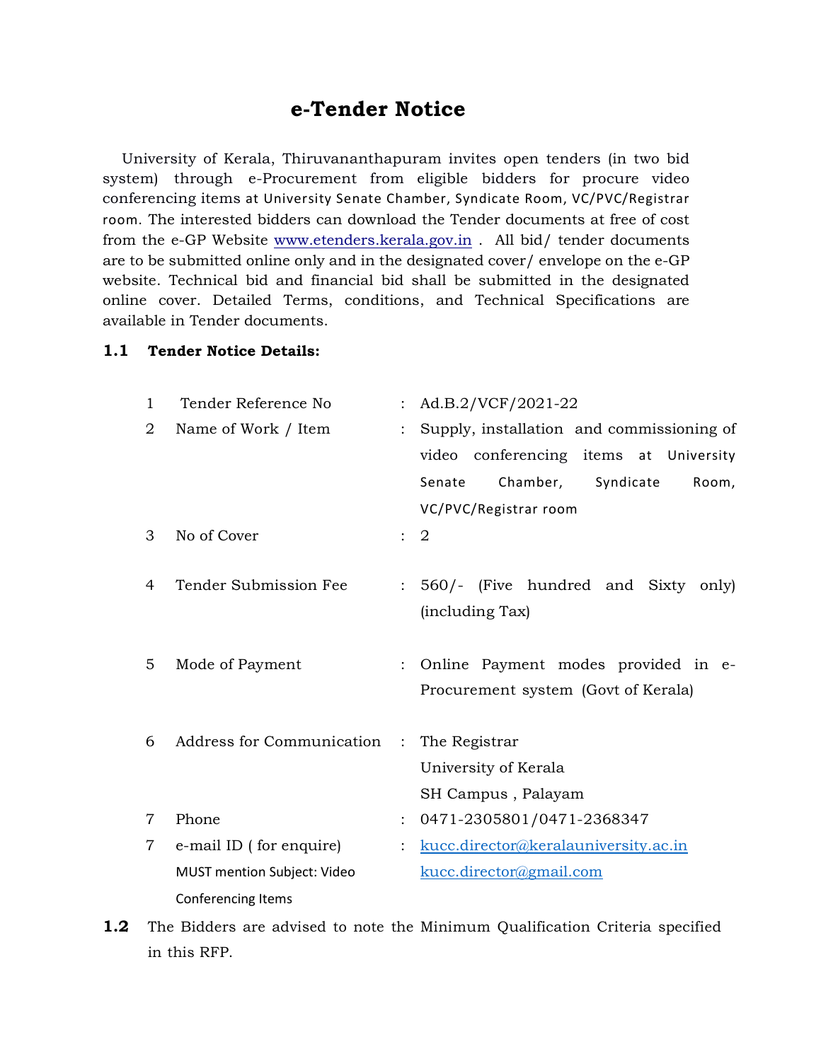# e-Tender Notice

University of Kerala, Thiruvananthapuram invites open tenders (in two bid system) through e-Procurement from eligible bidders for procure video conferencing items at University Senate Chamber, Syndicate Room, VC/PVC/Registrar room. The interested bidders can download the Tender documents at free of cost from the e-GP Website www.etenders.kerala.gov.in . All bid/ tender documents are to be submitted online only and in the designated cover/ envelope on the e-GP website. Technical bid and financial bid shall be submitted in the designated online cover. Detailed Terms, conditions, and Technical Specifications are available in Tender documents.

**1.1 Tender Notice Details:**

| | | | |
|---|---|---|---|
| 1 | Tender Reference No | : | Ad.B.2/VCF/2021-22 |
| 2 | Name of Work / Item | : | Supply, installation and commissioning of video conferencing items at University Senate Chamber, Syndicate Room, VC/PVC/Registrar room |
| 3 | No of Cover | : | 2 |
| 4 | Tender Submission Fee | : | 560/- (Five hundred and Sixty only) (including Tax) |
| 5 | Mode of Payment | : | Online Payment modes provided in e-Procurement system (Govt of Kerala) |
| 6 | Address for Communication | : | The Registrar<br>University of Kerala<br>SH Campus , Palayam |
| 7 | Phone | : | 0471-2305801/0471-2368347 |
| 7 | e-mail ID ( for enquire)<br>MUST mention Subject: Video Conferencing Items | : | kucc.director@keralauniversity.ac.in<br>kucc.director@gmail.com |

**1.2** The Bidders are advised to note the Minimum Qualification Criteria specified in this RFP.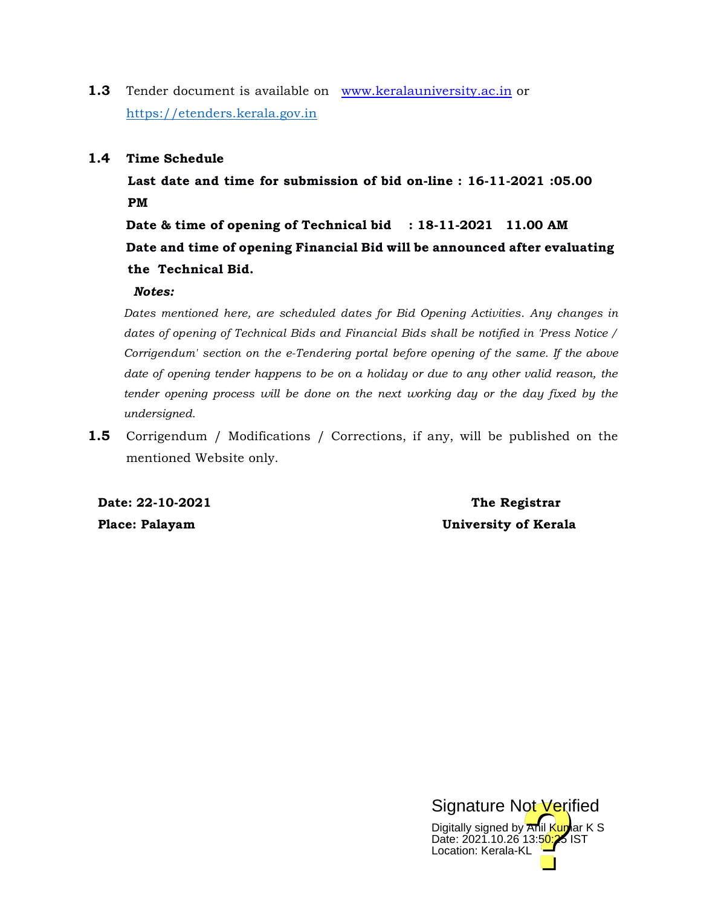**1.3** Tender document is available on [www.keralauniversity.ac.in](www.keralauniversity.ac.in) or [https://etenders.kerala.gov.in](https://etenders.kerala.gov.in)

**1.4 Time Schedule**

**Last date and time for submission of bid on-line : 16-11-2021 :05.00 PM**

**Date & time of opening of Technical bid : 18-11-2021 11.00 AM**

**Date and time of opening Financial Bid will be announced after evaluating the Technical Bid.**

***Notes:***

*Dates mentioned here, are scheduled dates for Bid Opening Activities. Any changes in dates of opening of Technical Bids and Financial Bids shall be notified in 'Press Notice / Corrigendum' section on the e-Tendering portal before opening of the same. If the above date of opening tender happens to be on a holiday or due to any other valid reason, the tender opening process will be done on the next working day or the day fixed by the undersigned.*

**1.5** Corrigendum / Modifications / Corrections, if any, will be published on the mentioned Website only.

**Date: 22-10-2021**
**Place: Palayam**

**The Registrar**
**University of Kerala**

Signature Not Verified
Digitally signed by Anil Kumar K S
Date: 2021.10.26 13:50:25 IST
Location: Kerala-KL